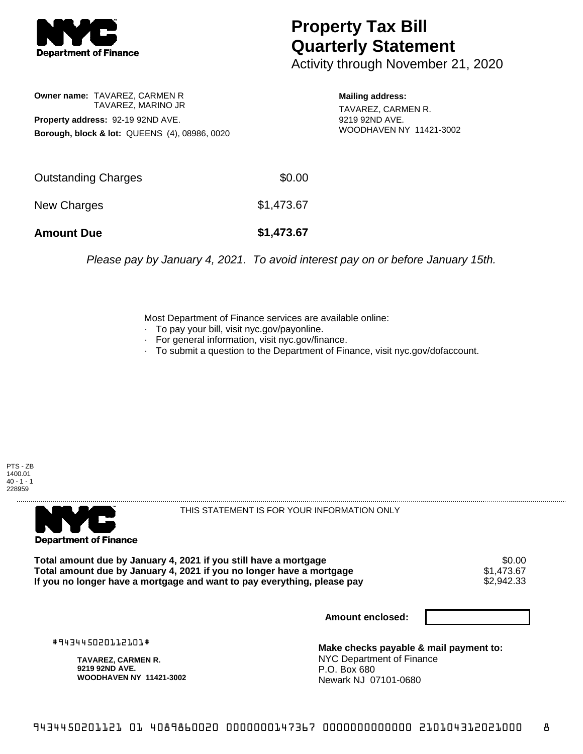Department of Finance

# Property Tax Bill Quarterly Statement

Activity through November 21, 2020

**Owner name:** TAVAREZ, CARMEN R
TAVAREZ, MARINO JR

**Property address:** 92-19 92ND AVE.

**Borough, block & lot:** QUEENS (4), 08986, 0020

**Mailing address:**
TAVAREZ, CARMEN R.
9219 92ND AVE.
WOODHAVEN NY 11421-3002

| | |
|---|---|
| Outstanding Charges | $0.00 |
| New Charges | $1,473.67 |
| **Amount Due** | **$1,473.67** |

*Please pay by January 4, 2021. To avoid interest pay on or before January 15th.*

Most Department of Finance services are available online:
- To pay your bill, visit nyc.gov/payonline.
- For general information, visit nyc.gov/finance.
- To submit a question to the Department of Finance, visit nyc.gov/dofaccount.

PTS - ZB
1400.01
40 - 1 - 1
228959

Department of Finance

THIS STATEMENT IS FOR YOUR INFORMATION ONLY

| | |
|---|---|
| **Total amount due by January 4, 2021 if you still have a mortgage** | $0.00 |
| **Total amount due by January 4, 2021 if you no longer have a mortgage** | $1,473.67 |
| **If you no longer have a mortgage and want to pay everything, please pay** | $2,942.33 |

**Amount enclosed:**

#943445020112101#

**TAVAREZ, CARMEN R.**
**9219 92ND AVE.**
**WOODHAVEN NY 11421-3002**

**Make checks payable & mail payment to:**
NYC Department of Finance
P.O. Box 680
Newark NJ 07101-0680

9434450201121 01 4089860020 0000000147367 0000000000000 210104312021000 8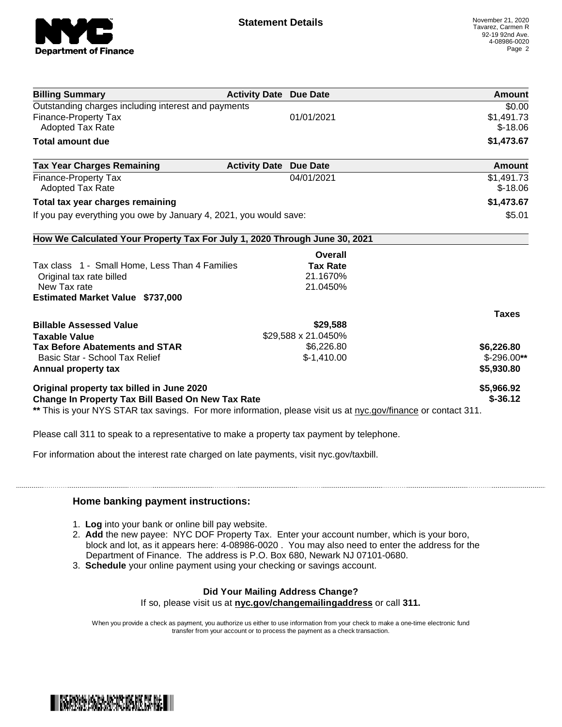# Statement Details

November 21, 2020
Tavarez, Carmen R
92-19 92nd Ave.
4-08986-0020

| Billing Summary | Activity Date | Due Date | Amount |
| --- | --- | --- | --- |
| Outstanding charges including interest and payments | | | $0.00 |
| Finance-Property Tax | | 01/01/2021 | $1,491.73 |
| Adopted Tax Rate | | | $-18.06 |
| **Total amount due** | | | **$1,473.67** |

| Tax Year Charges Remaining | Activity Date | Due Date | Amount |
| --- | --- | --- | --- |
| Finance-Property Tax | | 04/01/2021 | $1,491.73 |
| Adopted Tax Rate | | | $-18.06 |
| **Total tax year charges remaining** | | | **$1,473.67** |
| If you pay everything you owe by January 4, 2021, you would save: | | | $5.01 |

## How We Calculated Your Property Tax For July 1, 2020 Through June 30, 2021

| | Overall Tax Rate | Taxes |
| --- | --- | --- |
| Tax class 1 - Small Home, Less Than 4 Families | | |
| Original tax rate billed | 21.1670% | |
| New Tax rate | 21.0450% | |
| **Estimated Market Value $737,000** | | |
| **Billable Assessed Value** | **$29,588** | |
| **Taxable Value** | $29,588 x 21.0450% | |
| **Tax Before Abatements and STAR** | $6,226.80 | **$6,226.80** |
| Basic Star - School Tax Relief | $-1,410.00 | $-296.00** |
| **Annual property tax** | | **$5,930.80** |
| **Original property tax billed in June 2020** | | **$5,966.92** |
| **Change In Property Tax Bill Based On New Tax Rate** | | **$-36.12** |

** This is your NYS STAR tax savings. For more information, please visit us at nyc.gov/finance or contact 311.

Please call 311 to speak to a representative to make a property tax payment by telephone.

For information about the interest rate charged on late payments, visit nyc.gov/taxbill.

### Home banking payment instructions:

1. **Log** into your bank or online bill pay website.
2. **Add** the new payee: NYC DOF Property Tax. Enter your account number, which is your boro, block and lot, as it appears here: 4-08986-0020 . You may also need to enter the address for the Department of Finance. The address is P.O. Box 680, Newark NJ 07101-0680.
3. **Schedule** your online payment using your checking or savings account.

**Did Your Mailing Address Change?**

If so, please visit us at **nyc.gov/changemailingaddress** or call **311.**

When you provide a check as payment, you authorize us either to use information from your check to make a one-time electronic fund transfer from your account or to process the payment as a check transaction.